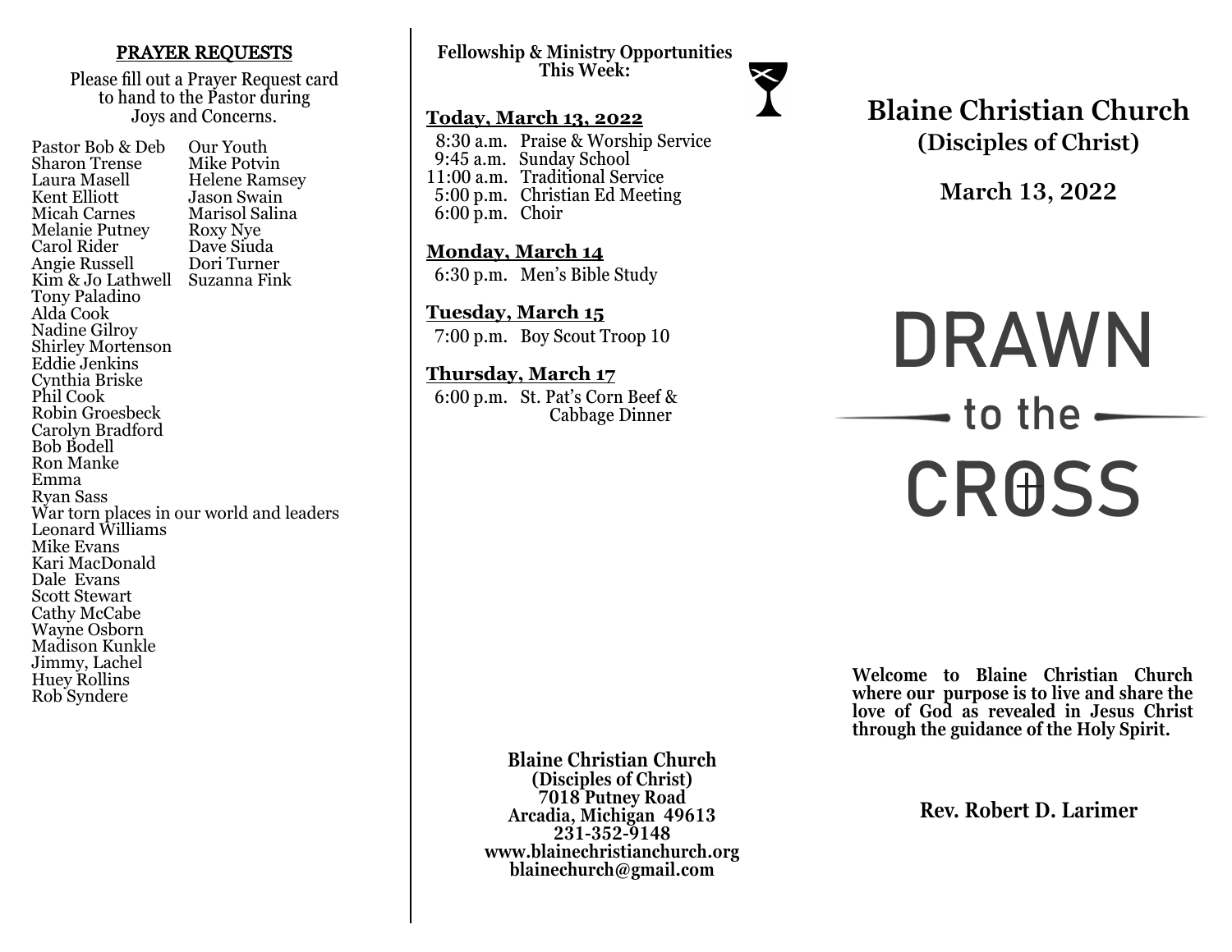## PRAYER REQUESTS

Please fill out a Prayer Request card to hand to the Pastor during Joys and Concerns.

- Pastor Bob & Deb
- Sharon Trense
- Laura Masell
- Kent Elliott
- Micah Carnes
- Melanie Putney
- Carol Rider
- Angie Russell
- Kim & Jo Lathwell
- Tony Paladino
- Alda Cook
- Nadine Gilroy
- Shirley Mortenson
- Eddie Jenkins
- Cynthia Briske
- Phil Cook
- Robin Groesbeck
- Carolyn Bradford
- Bob Bodell
- Ron Manke
- Emma
- Ryan Sass
- War torn places in our world and leaders
- Leonard Williams
- Mike Evans
- Kari MacDonald
- Dale Evans
- Scott Stewart
- Cathy McCabe
- Wayne Osborn
- Madison Kunkle
- Jimmy, Lachel
- Huey Rollins
- Rob Syndere
- Our Youth
- Mike Potvin
- Helene Ramsey
- Jason Swain
- Marisol Salina
- Roxy Nye
- Dave Siuda
- Dori Turner
- Suzanna Fink

## Fellowship & Ministry Opportunities This Week:

**Today, March 13, 2022**

- 8:30 a.m. Praise & Worship Service
- 9:45 a.m. Sunday School
- 11:00 a.m. Traditional Service
- 5:00 p.m. Christian Ed Meeting
- 6:00 p.m. Choir

**Monday, March 14**

- 6:30 p.m. Men's Bible Study

**Tuesday, March 15**

- 7:00 p.m. Boy Scout Troop 10

**Thursday, March 17**

- 6:00 p.m. St. Pat's Corn Beef & Cabbage Dinner

**Blaine Christian Church**
**(Disciples of Christ)**
**7018 Putney Road**
**Arcadia, Michigan 49613**
**231-352-9148**
**www.blainechristianchurch.org**
**blainechurch@gmail.com**

# Blaine Christian Church

## (Disciples of Christ)

## March 13, 2022

# DRAWN to the CROSS

**Welcome to Blaine Christian Church where our purpose is to live and share the love of God as revealed in Jesus Christ through the guidance of the Holy Spirit.**

**Rev. Robert D. Larimer**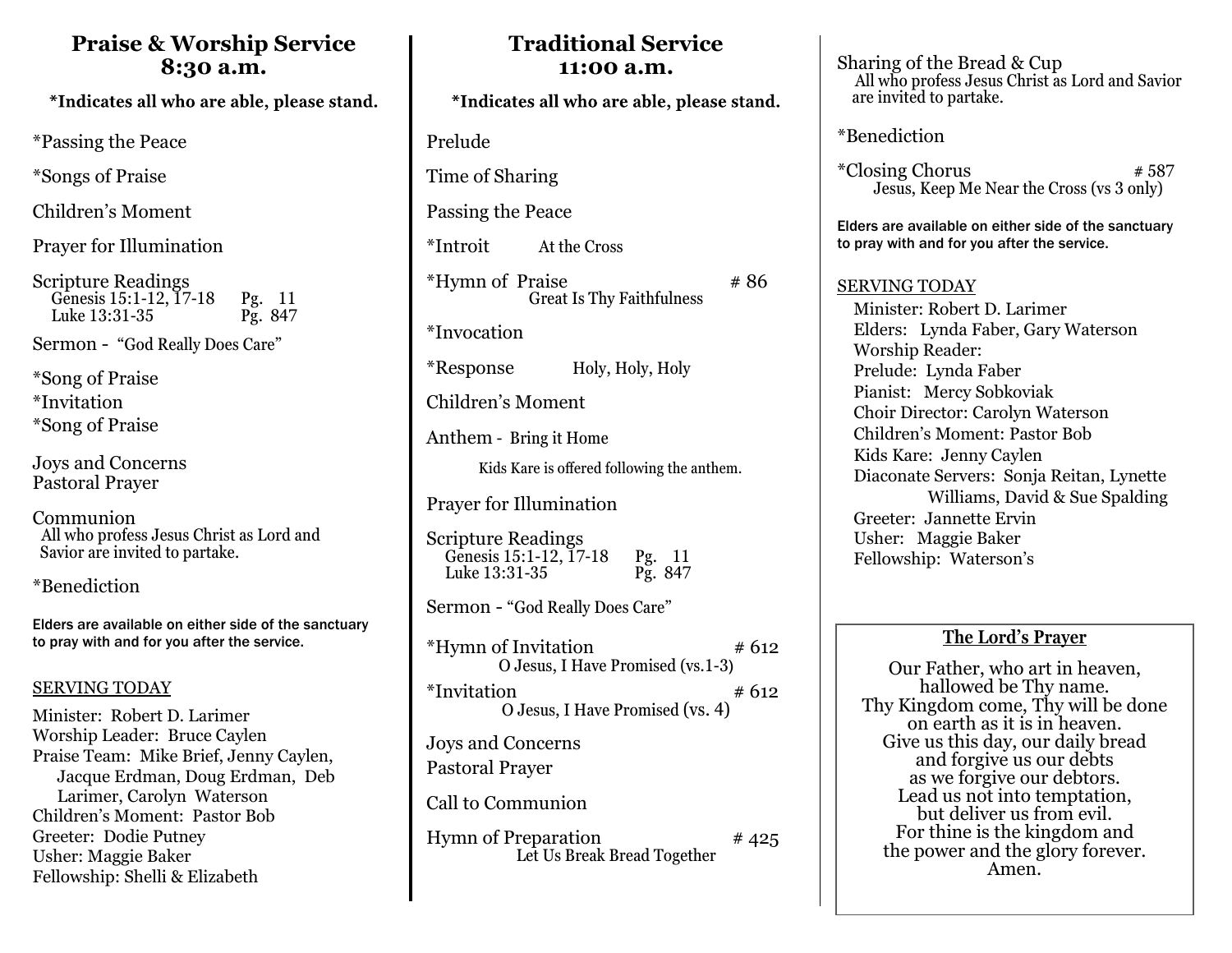# Praise & Worship Service 8:30 a.m.

**\*Indicates all who are able, please stand.**

\*Passing the Peace

\*Songs of Praise

Children's Moment

Prayer for Illumination

Scripture Readings
Genesis 15:1-12, 17-18 Pg. 11
Luke 13:31-35 Pg. 847

Sermon - "God Really Does Care"

\*Song of Praise
\*Invitation
\*Song of Praise

Joys and Concerns
Pastoral Prayer

Communion
All who profess Jesus Christ as Lord and Savior are invited to partake.

\*Benediction

Elders are available on either side of the sanctuary to pray with and for you after the service.

SERVING TODAY

Minister: Robert D. Larimer
Worship Leader: Bruce Caylen
Praise Team: Mike Brief, Jenny Caylen, Jacque Erdman, Doug Erdman, Deb Larimer, Carolyn Waterson
Children's Moment: Pastor Bob
Greeter: Dodie Putney
Usher: Maggie Baker
Fellowship: Shelli & Elizabeth

# Traditional Service 11:00 a.m.

**\*Indicates all who are able, please stand.**

Prelude

Time of Sharing

Passing the Peace

\*Introit At the Cross

\*Hymn of Praise # 86
Great Is Thy Faithfulness

\*Invocation

\*Response Holy, Holy, Holy

Children's Moment

Anthem - Bring it Home

Kids Kare is offered following the anthem.

Prayer for Illumination

Scripture Readings
Genesis 15:1-12, 17-18 Pg. 11
Luke 13:31-35 Pg. 847

Sermon - "God Really Does Care"

\*Hymn of Invitation # 612
O Jesus, I Have Promised (vs.1-3)

\*Invitation # 612
O Jesus, I Have Promised (vs. 4)

Joys and Concerns
Pastoral Prayer

Call to Communion

Hymn of Preparation # 425
Let Us Break Bread Together

Sharing of the Bread & Cup
All who profess Jesus Christ as Lord and Savior are invited to partake.

\*Benediction

\*Closing Chorus # 587
Jesus, Keep Me Near the Cross (vs 3 only)

Elders are available on either side of the sanctuary to pray with and for you after the service.

SERVING TODAY

Minister: Robert D. Larimer
Elders: Lynda Faber, Gary Waterson
Worship Reader:
Prelude: Lynda Faber
Pianist: Mercy Sobkoviak
Choir Director: Carolyn Waterson
Children's Moment: Pastor Bob
Kids Kare: Jenny Caylen
Diaconate Servers: Sonja Reitan, Lynette Williams, David & Sue Spalding
Greeter: Jannette Ervin
Usher: Maggie Baker
Fellowship: Waterson's

## The Lord's Prayer

Our Father, who art in heaven,
hallowed be Thy name.
Thy Kingdom come, Thy will be done
on earth as it is in heaven.
Give us this day, our daily bread
and forgive us our debts
as we forgive our debtors.
Lead us not into temptation,
but deliver us from evil.
For thine is the kingdom and
the power and the glory forever.
Amen.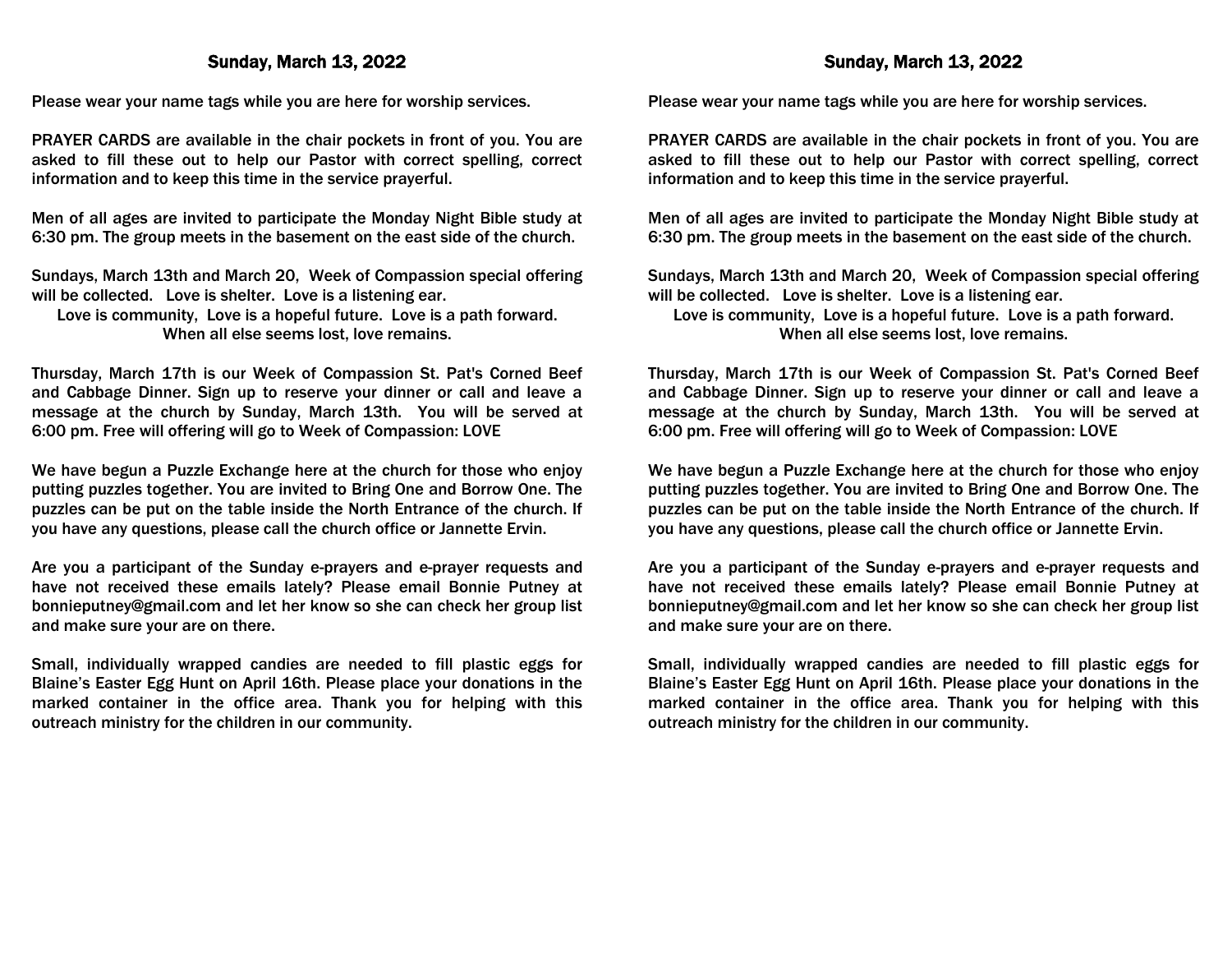## Sunday, March 13, 2022

Please wear your name tags while you are here for worship services.

PRAYER CARDS are available in the chair pockets in front of you. You are asked to fill these out to help our Pastor with correct spelling, correct information and to keep this time in the service prayerful.

Men of all ages are invited to participate the Monday Night Bible study at 6:30 pm. The group meets in the basement on the east side of the church.

Sundays, March 13th and March 20, Week of Compassion special offering will be collected. Love is shelter. Love is a listening ear.
Love is community, Love is a hopeful future. Love is a path forward.
When all else seems lost, love remains.

Thursday, March 17th is our Week of Compassion St. Pat's Corned Beef and Cabbage Dinner. Sign up to reserve your dinner or call and leave a message at the church by Sunday, March 13th. You will be served at 6:00 pm. Free will offering will go to Week of Compassion: LOVE

We have begun a Puzzle Exchange here at the church for those who enjoy putting puzzles together. You are invited to Bring One and Borrow One. The puzzles can be put on the table inside the North Entrance of the church. If you have any questions, please call the church office or Jannette Ervin.

Are you a participant of the Sunday e-prayers and e-prayer requests and have not received these emails lately? Please email Bonnie Putney at bonnieputney@gmail.com and let her know so she can check her group list and make sure your are on there.

Small, individually wrapped candies are needed to fill plastic eggs for Blaine's Easter Egg Hunt on April 16th. Please place your donations in the marked container in the office area. Thank you for helping with this outreach ministry for the children in our community.

## Sunday, March 13, 2022

Please wear your name tags while you are here for worship services.

PRAYER CARDS are available in the chair pockets in front of you. You are asked to fill these out to help our Pastor with correct spelling, correct information and to keep this time in the service prayerful.

Men of all ages are invited to participate the Monday Night Bible study at 6:30 pm. The group meets in the basement on the east side of the church.

Sundays, March 13th and March 20, Week of Compassion special offering will be collected. Love is shelter. Love is a listening ear.
Love is community, Love is a hopeful future. Love is a path forward.
When all else seems lost, love remains.

Thursday, March 17th is our Week of Compassion St. Pat's Corned Beef and Cabbage Dinner. Sign up to reserve your dinner or call and leave a message at the church by Sunday, March 13th. You will be served at 6:00 pm. Free will offering will go to Week of Compassion: LOVE

We have begun a Puzzle Exchange here at the church for those who enjoy putting puzzles together. You are invited to Bring One and Borrow One. The puzzles can be put on the table inside the North Entrance of the church. If you have any questions, please call the church office or Jannette Ervin.

Are you a participant of the Sunday e-prayers and e-prayer requests and have not received these emails lately? Please email Bonnie Putney at bonnieputney@gmail.com and let her know so she can check her group list and make sure your are on there.

Small, individually wrapped candies are needed to fill plastic eggs for Blaine's Easter Egg Hunt on April 16th. Please place your donations in the marked container in the office area. Thank you for helping with this outreach ministry for the children in our community.